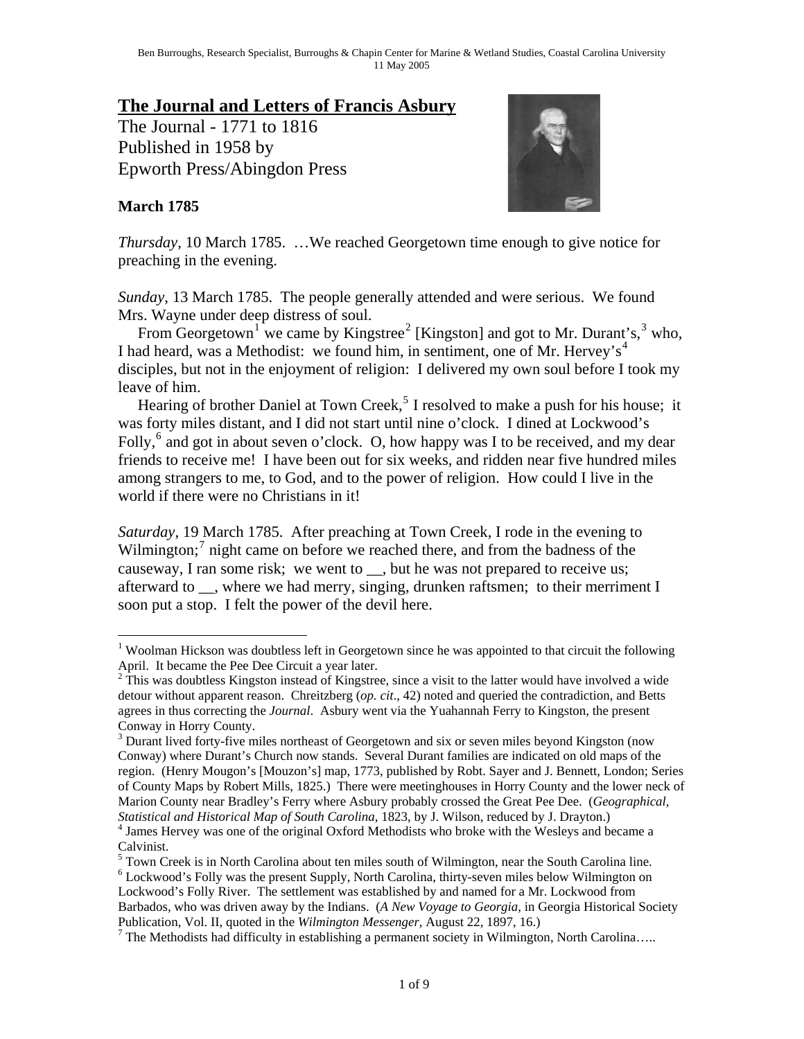## The Journal and Letters of Francis Asbury

The Journal - 1771 to 1816
Published in 1958 by
Epworth Press/Abingdon Press

**March 1785**

*Thursday*, 10 March 1785. …We reached Georgetown time enough to give notice for preaching in the evening.

*Sunday*, 13 March 1785. The people generally attended and were serious. We found Mrs. Wayne under deep distress of soul.

From Georgetown[1] we came by Kingstree[2] [Kingston] and got to Mr. Durant's,[3] who, I had heard, was a Methodist: we found him, in sentiment, one of Mr. Hervey's[4] disciples, but not in the enjoyment of religion: I delivered my own soul before I took my leave of him.

Hearing of brother Daniel at Town Creek,[5] I resolved to make a push for his house; it was forty miles distant, and I did not start until nine o'clock. I dined at Lockwood's Folly,[6] and got in about seven o'clock. O, how happy was I to be received, and my dear friends to receive me! I have been out for six weeks, and ridden near five hundred miles among strangers to me, to God, and to the power of religion. How could I live in the world if there were no Christians in it!

*Saturday*, 19 March 1785. After preaching at Town Creek, I rode in the evening to Wilmington;[7] night came on before we reached there, and from the badness of the causeway, I ran some risk; we went to __, but he was not prepared to receive us; afterward to __, where we had merry, singing, drunken raftsmen; to their merriment I soon put a stop. I felt the power of the devil here.

---

[1] Woolman Hickson was doubtless left in Georgetown since he was appointed to that circuit the following April. It became the Pee Dee Circuit a year later.

[2] This was doubtless Kingston instead of Kingstree, since a visit to the latter would have involved a wide detour without apparent reason. Chreitzberg (*op. cit*., 42) noted and queried the contradiction, and Betts agrees in thus correcting the *Journal*. Asbury went via the Yuahannah Ferry to Kingston, the present Conway in Horry County.

[3] Durant lived forty-five miles northeast of Georgetown and six or seven miles beyond Kingston (now Conway) where Durant's Church now stands. Several Durant families are indicated on old maps of the region. (Henry Mougon's [Mouzon's] map, 1773, published by Robt. Sayer and J. Bennett, London; Series of County Maps by Robert Mills, 1825.) There were meetinghouses in Horry County and the lower neck of Marion County near Bradley's Ferry where Asbury probably crossed the Great Pee Dee. (*Geographical, Statistical and Historical Map of South Carolina*, 1823, by J. Wilson, reduced by J. Drayton.)

[4] James Hervey was one of the original Oxford Methodists who broke with the Wesleys and became a Calvinist.

[5] Town Creek is in North Carolina about ten miles south of Wilmington, near the South Carolina line.

[6] Lockwood's Folly was the present Supply, North Carolina, thirty-seven miles below Wilmington on Lockwood's Folly River. The settlement was established by and named for a Mr. Lockwood from Barbados, who was driven away by the Indians. (*A New Voyage to Georgia*, in Georgia Historical Society Publication, Vol. II, quoted in the *Wilmington Messenger*, August 22, 1897, 16.)

[7] The Methodists had difficulty in establishing a permanent society in Wilmington, North Carolina…..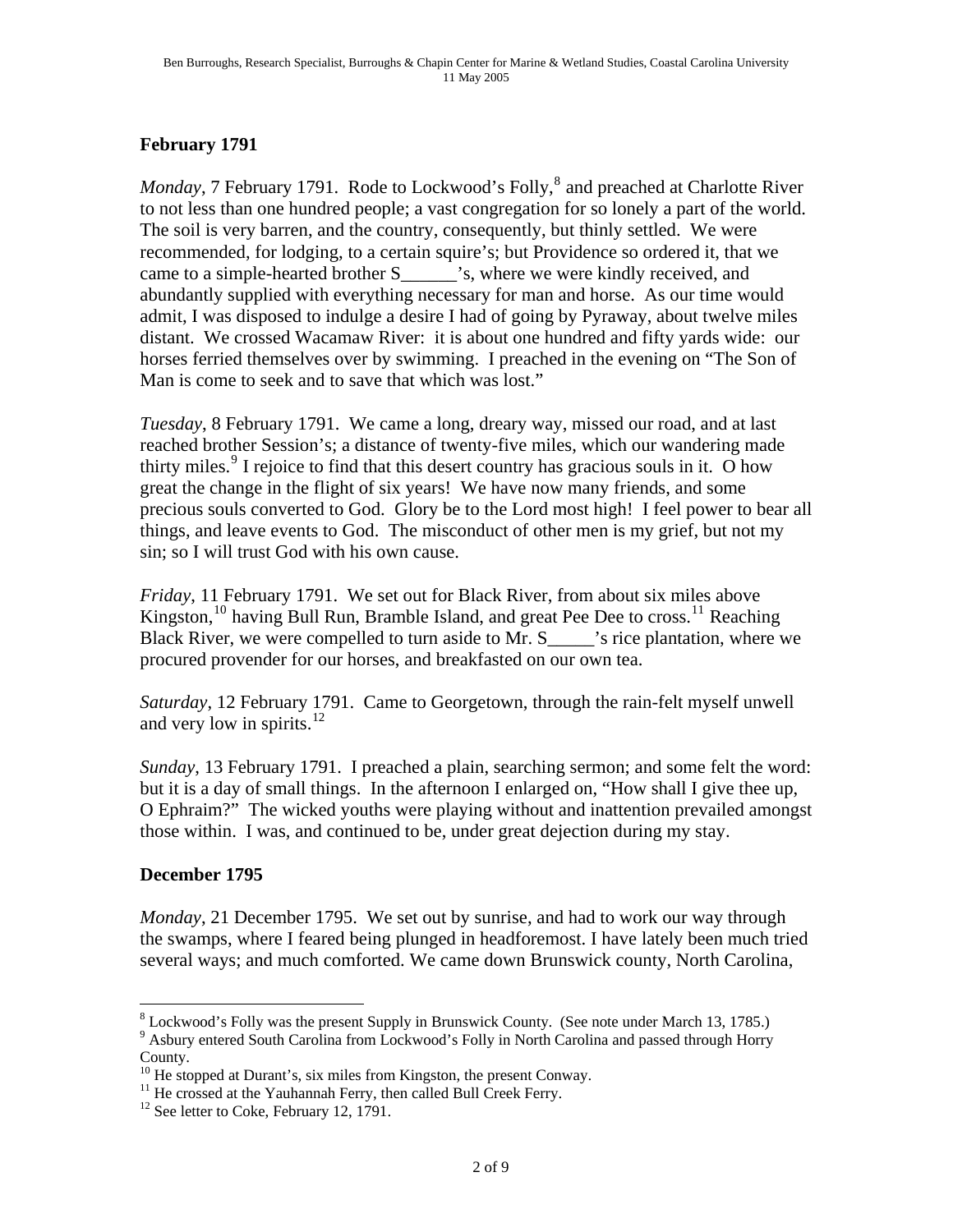## February 1791

*Monday*, 7 February 1791. Rode to Lockwood's Folly,[8] and preached at Charlotte River to not less than one hundred people; a vast congregation for so lonely a part of the world. The soil is very barren, and the country, consequently, but thinly settled. We were recommended, for lodging, to a certain squire's; but Providence so ordered it, that we came to a simple-hearted brother S______'s, where we were kindly received, and abundantly supplied with everything necessary for man and horse. As our time would admit, I was disposed to indulge a desire I had of going by Pyraway, about twelve miles distant. We crossed Wacamaw River: it is about one hundred and fifty yards wide: our horses ferried themselves over by swimming. I preached in the evening on "The Son of Man is come to seek and to save that which was lost."

*Tuesday*, 8 February 1791. We came a long, dreary way, missed our road, and at last reached brother Session's; a distance of twenty-five miles, which our wandering made thirty miles.[9] I rejoice to find that this desert country has gracious souls in it. O how great the change in the flight of six years! We have now many friends, and some precious souls converted to God. Glory be to the Lord most high! I feel power to bear all things, and leave events to God. The misconduct of other men is my grief, but not my sin; so I will trust God with his own cause.

*Friday*, 11 February 1791. We set out for Black River, from about six miles above Kingston,[10] having Bull Run, Bramble Island, and great Pee Dee to cross.[11] Reaching Black River, we were compelled to turn aside to Mr. S_____'s rice plantation, where we procured provender for our horses, and breakfasted on our own tea.

*Saturday*, 12 February 1791. Came to Georgetown, through the rain-felt myself unwell and very low in spirits.[12]

*Sunday*, 13 February 1791. I preached a plain, searching sermon; and some felt the word: but it is a day of small things. In the afternoon I enlarged on, "How shall I give thee up, O Ephraim?" The wicked youths were playing without and inattention prevailed amongst those within. I was, and continued to be, under great dejection during my stay.

## December 1795

*Monday*, 21 December 1795. We set out by sunrise, and had to work our way through the swamps, where I feared being plunged in headforemost. I have lately been much tried several ways; and much comforted. We came down Brunswick county, North Carolina,

---

[8] Lockwood's Folly was the present Supply in Brunswick County. (See note under March 13, 1785.)

[9] Asbury entered South Carolina from Lockwood's Folly in North Carolina and passed through Horry County.

[10] He stopped at Durant's, six miles from Kingston, the present Conway.

[11] He crossed at the Yauhannah Ferry, then called Bull Creek Ferry.

[12] See letter to Coke, February 12, 1791.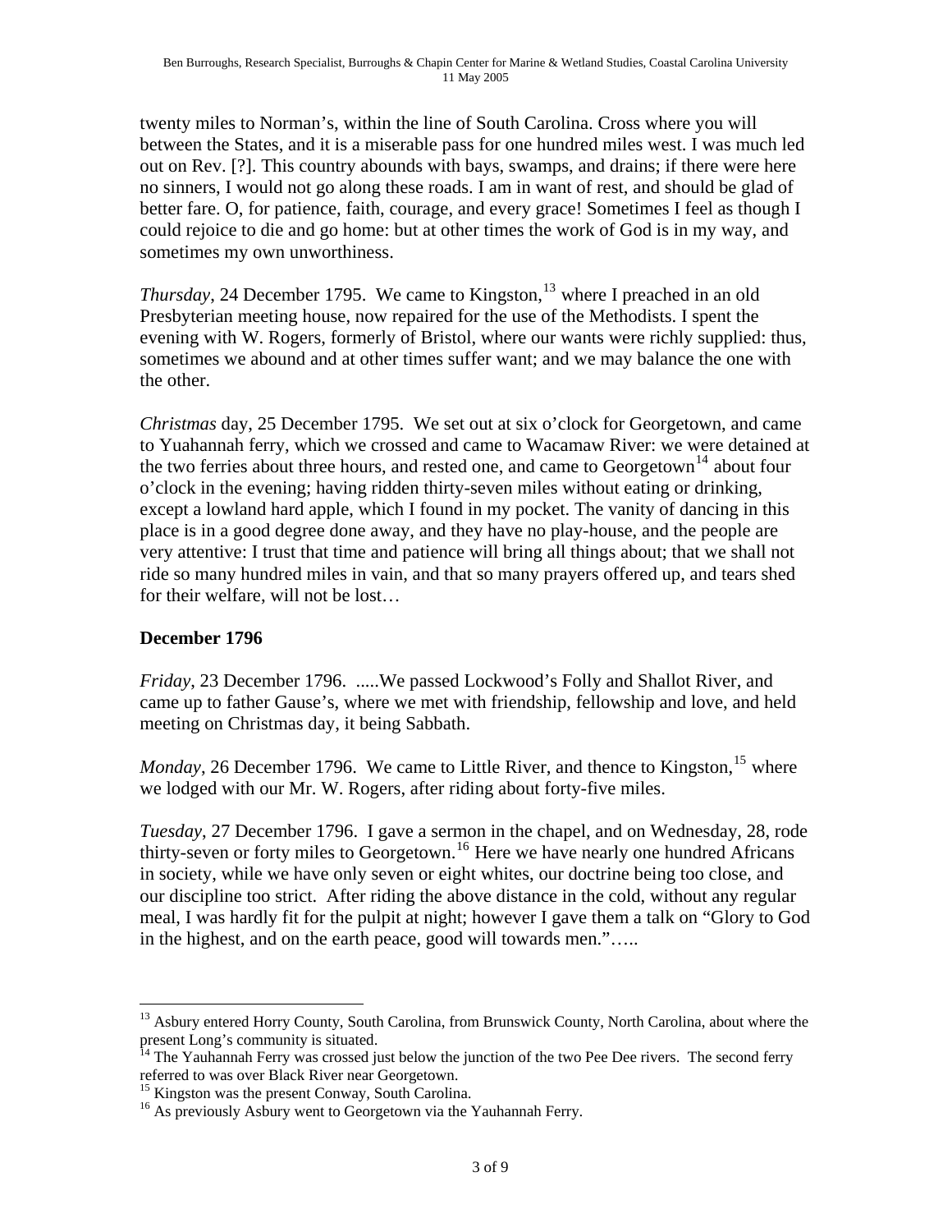twenty miles to Norman's, within the line of South Carolina. Cross where you will between the States, and it is a miserable pass for one hundred miles west. I was much led out on Rev. [?]. This country abounds with bays, swamps, and drains; if there were here no sinners, I would not go along these roads. I am in want of rest, and should be glad of better fare. O, for patience, faith, courage, and every grace! Sometimes I feel as though I could rejoice to die and go home: but at other times the work of God is in my way, and sometimes my own unworthiness.

*Thursday*, 24 December 1795. We came to Kingston,[13] where I preached in an old Presbyterian meeting house, now repaired for the use of the Methodists. I spent the evening with W. Rogers, formerly of Bristol, where our wants were richly supplied: thus, sometimes we abound and at other times suffer want; and we may balance the one with the other.

*Christmas* day, 25 December 1795. We set out at six o'clock for Georgetown, and came to Yuahannah ferry, which we crossed and came to Wacamaw River: we were detained at the two ferries about three hours, and rested one, and came to Georgetown[14] about four o'clock in the evening; having ridden thirty-seven miles without eating or drinking, except a lowland hard apple, which I found in my pocket. The vanity of dancing in this place is in a good degree done away, and they have no play-house, and the people are very attentive: I trust that time and patience will bring all things about; that we shall not ride so many hundred miles in vain, and that so many prayers offered up, and tears shed for their welfare, will not be lost…

**December 1796**

*Friday*, 23 December 1796. .....We passed Lockwood's Folly and Shallot River, and came up to father Gause's, where we met with friendship, fellowship and love, and held meeting on Christmas day, it being Sabbath.

*Monday*, 26 December 1796. We came to Little River, and thence to Kingston,[15] where we lodged with our Mr. W. Rogers, after riding about forty-five miles.

*Tuesday*, 27 December 1796. I gave a sermon in the chapel, and on Wednesday, 28, rode thirty-seven or forty miles to Georgetown.[16] Here we have nearly one hundred Africans in society, while we have only seven or eight whites, our doctrine being too close, and our discipline too strict. After riding the above distance in the cold, without any regular meal, I was hardly fit for the pulpit at night; however I gave them a talk on "Glory to God in the highest, and on the earth peace, good will towards men."…..

---

[13] Asbury entered Horry County, South Carolina, from Brunswick County, North Carolina, about where the present Long's community is situated.

[14] The Yauhannah Ferry was crossed just below the junction of the two Pee Dee rivers. The second ferry referred to was over Black River near Georgetown.

[15] Kingston was the present Conway, South Carolina.

[16] As previously Asbury went to Georgetown via the Yauhannah Ferry.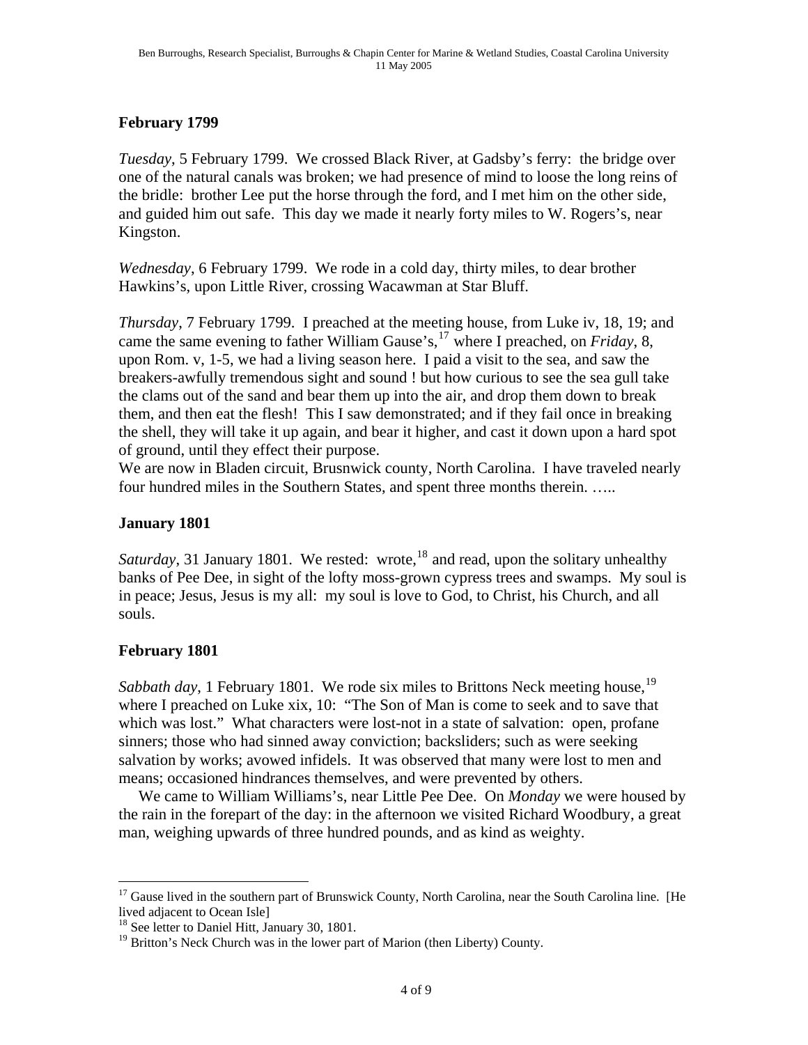## February 1799

*Tuesday*, 5 February 1799. We crossed Black River, at Gadsby's ferry: the bridge over one of the natural canals was broken; we had presence of mind to loose the long reins of the bridle: brother Lee put the horse through the ford, and I met him on the other side, and guided him out safe. This day we made it nearly forty miles to W. Rogers's, near Kingston.

*Wednesday*, 6 February 1799. We rode in a cold day, thirty miles, to dear brother Hawkins's, upon Little River, crossing Wacawman at Star Bluff.

*Thursday*, 7 February 1799. I preached at the meeting house, from Luke iv, 18, 19; and came the same evening to father William Gause's,[17] where I preached, on *Friday*, 8, upon Rom. v, 1-5, we had a living season here. I paid a visit to the sea, and saw the breakers-awfully tremendous sight and sound ! but how curious to see the sea gull take the clams out of the sand and bear them up into the air, and drop them down to break them, and then eat the flesh! This I saw demonstrated; and if they fail once in breaking the shell, they will take it up again, and bear it higher, and cast it down upon a hard spot of ground, until they effect their purpose.
We are now in Bladen circuit, Brusnwick county, North Carolina. I have traveled nearly four hundred miles in the Southern States, and spent three months therein. …..

## January 1801

*Saturday*, 31 January 1801. We rested: wrote,[18] and read, upon the solitary unhealthy banks of Pee Dee, in sight of the lofty moss-grown cypress trees and swamps. My soul is in peace; Jesus, Jesus is my all: my soul is love to God, to Christ, his Church, and all souls.

## February 1801

*Sabbath day*, 1 February 1801. We rode six miles to Brittons Neck meeting house,[19] where I preached on Luke xix, 10: "The Son of Man is come to seek and to save that which was lost." What characters were lost-not in a state of salvation: open, profane sinners; those who had sinned away conviction; backsliders; such as were seeking salvation by works; avowed infidels. It was observed that many were lost to men and means; occasioned hindrances themselves, and were prevented by others.

We came to William Williams's, near Little Pee Dee. On *Monday* we were housed by the rain in the forepart of the day: in the afternoon we visited Richard Woodbury, a great man, weighing upwards of three hundred pounds, and as kind as weighty.

---

[17] Gause lived in the southern part of Brunswick County, North Carolina, near the South Carolina line. [He lived adjacent to Ocean Isle]

[18] See letter to Daniel Hitt, January 30, 1801.

[19] Britton's Neck Church was in the lower part of Marion (then Liberty) County.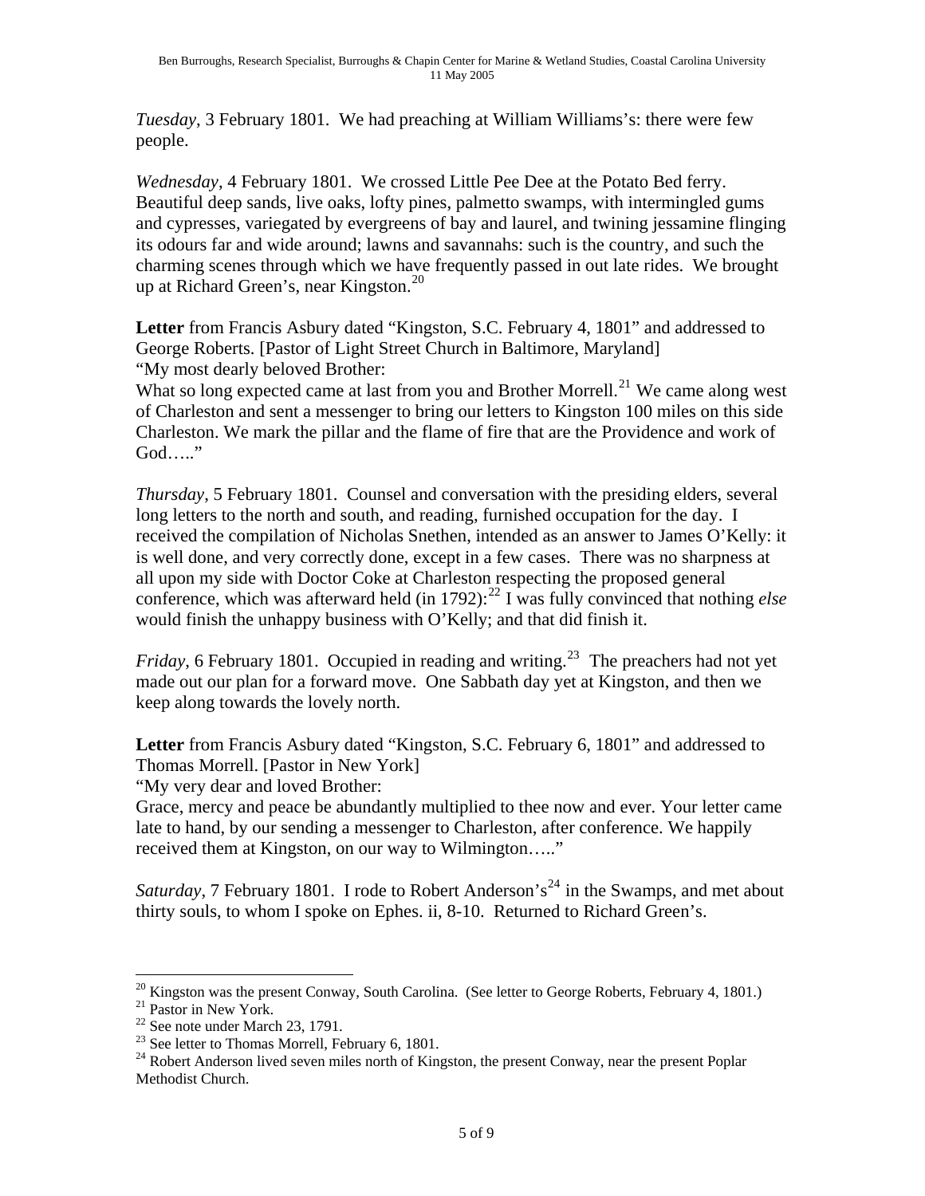*Tuesday*, 3 February 1801. We had preaching at William Williams's: there were few people.

*Wednesday*, 4 February 1801. We crossed Little Pee Dee at the Potato Bed ferry. Beautiful deep sands, live oaks, lofty pines, palmetto swamps, with intermingled gums and cypresses, variegated by evergreens of bay and laurel, and twining jessamine flinging its odours far and wide around; lawns and savannahs: such is the country, and such the charming scenes through which we have frequently passed in out late rides. We brought up at Richard Green's, near Kingston.[20]

**Letter** from Francis Asbury dated "Kingston, S.C. February 4, 1801" and addressed to George Roberts. [Pastor of Light Street Church in Baltimore, Maryland]
"My most dearly beloved Brother:
What so long expected came at last from you and Brother Morrell.[21] We came along west of Charleston and sent a messenger to bring our letters to Kingston 100 miles on this side Charleston. We mark the pillar and the flame of fire that are the Providence and work of God….."

*Thursday*, 5 February 1801. Counsel and conversation with the presiding elders, several long letters to the north and south, and reading, furnished occupation for the day. I received the compilation of Nicholas Snethen, intended as an answer to James O'Kelly: it is well done, and very correctly done, except in a few cases. There was no sharpness at all upon my side with Doctor Coke at Charleston respecting the proposed general conference, which was afterward held (in 1792):[22] I was fully convinced that nothing *else* would finish the unhappy business with O'Kelly; and that did finish it.

*Friday*, 6 February 1801. Occupied in reading and writing.[23] The preachers had not yet made out our plan for a forward move. One Sabbath day yet at Kingston, and then we keep along towards the lovely north.

**Letter** from Francis Asbury dated "Kingston, S.C. February 6, 1801" and addressed to Thomas Morrell. [Pastor in New York]
"My very dear and loved Brother:
Grace, mercy and peace be abundantly multiplied to thee now and ever. Your letter came late to hand, by our sending a messenger to Charleston, after conference. We happily received them at Kingston, on our way to Wilmington….."

*Saturday*, 7 February 1801. I rode to Robert Anderson's[24] in the Swamps, and met about thirty souls, to whom I spoke on Ephes. ii, 8-10. Returned to Richard Green's.

---

[20] Kingston was the present Conway, South Carolina. (See letter to George Roberts, February 4, 1801.)
[21] Pastor in New York.
[22] See note under March 23, 1791.
[23] See letter to Thomas Morrell, February 6, 1801.
[24] Robert Anderson lived seven miles north of Kingston, the present Conway, near the present Poplar Methodist Church.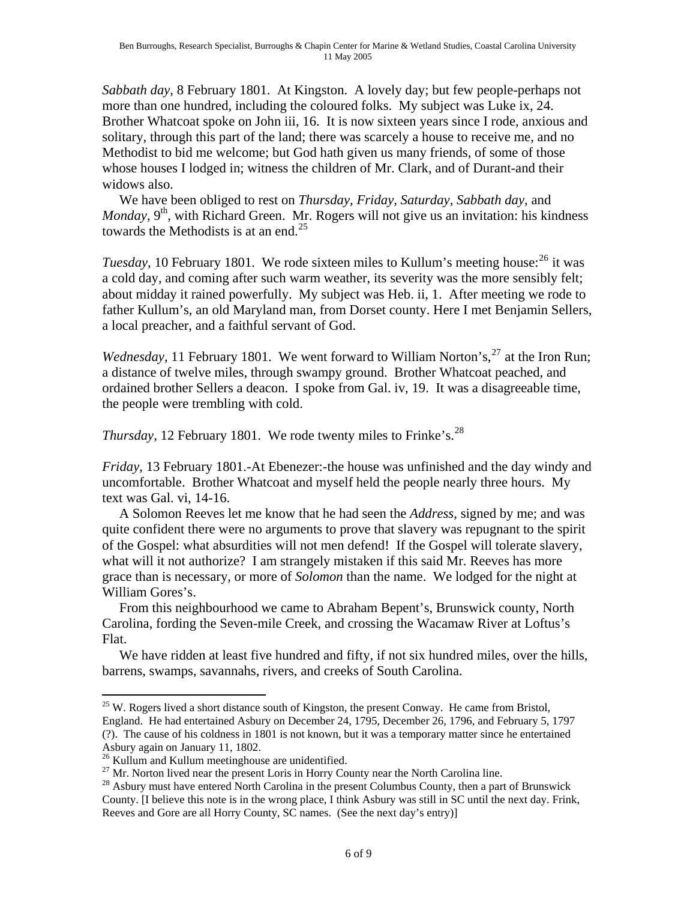*Sabbath day*, 8 February 1801. At Kingston. A lovely day; but few people-perhaps not more than one hundred, including the coloured folks. My subject was Luke ix, 24. Brother Whatcoat spoke on John iii, 16. It is now sixteen years since I rode, anxious and solitary, through this part of the land; there was scarcely a house to receive me, and no Methodist to bid me welcome; but God hath given us many friends, of some of those whose houses I lodged in; witness the children of Mr. Clark, and of Durant-and their widows also.

We have been obliged to rest on *Thursday, Friday, Saturday, Sabbath day*, and *Monday*, 9th, with Richard Green. Mr. Rogers will not give us an invitation: his kindness towards the Methodists is at an end.[25]

*Tuesday*, 10 February 1801. We rode sixteen miles to Kullum's meeting house:[26] it was a cold day, and coming after such warm weather, its severity was the more sensibly felt; about midday it rained powerfully. My subject was Heb. ii, 1. After meeting we rode to father Kullum's, an old Maryland man, from Dorset county. Here I met Benjamin Sellers, a local preacher, and a faithful servant of God.

*Wednesday*, 11 February 1801. We went forward to William Norton's,[27] at the Iron Run; a distance of twelve miles, through swampy ground. Brother Whatcoat peached, and ordained brother Sellers a deacon. I spoke from Gal. iv, 19. It was a disagreeable time, the people were trembling with cold.

*Thursday*, 12 February 1801. We rode twenty miles to Frinke's.[28]

*Friday*, 13 February 1801.-At Ebenezer:-the house was unfinished and the day windy and uncomfortable. Brother Whatcoat and myself held the people nearly three hours. My text was Gal. vi, 14-16.

A Solomon Reeves let me know that he had seen the *Address*, signed by me; and was quite confident there were no arguments to prove that slavery was repugnant to the spirit of the Gospel: what absurdities will not men defend! If the Gospel will tolerate slavery, what will it not authorize? I am strangely mistaken if this said Mr. Reeves has more grace than is necessary, or more of *Solomon* than the name. We lodged for the night at William Gores's.

From this neighbourhood we came to Abraham Bepent's, Brunswick county, North Carolina, fording the Seven-mile Creek, and crossing the Wacamaw River at Loftus's Flat.

We have ridden at least five hundred and fifty, if not six hundred miles, over the hills, barrens, swamps, savannahs, rivers, and creeks of South Carolina.

---

[25] W. Rogers lived a short distance south of Kingston, the present Conway. He came from Bristol, England. He had entertained Asbury on December 24, 1795, December 26, 1796, and February 5, 1797 (?). The cause of his coldness in 1801 is not known, but it was a temporary matter since he entertained Asbury again on January 11, 1802.

[26] Kullum and Kullum meetinghouse are unidentified.

[27] Mr. Norton lived near the present Loris in Horry County near the North Carolina line.

[28] Asbury must have entered North Carolina in the present Columbus County, then a part of Brunswick County. [I believe this note is in the wrong place, I think Asbury was still in SC until the next day. Frink, Reeves and Gore are all Horry County, SC names. (See the next day's entry)]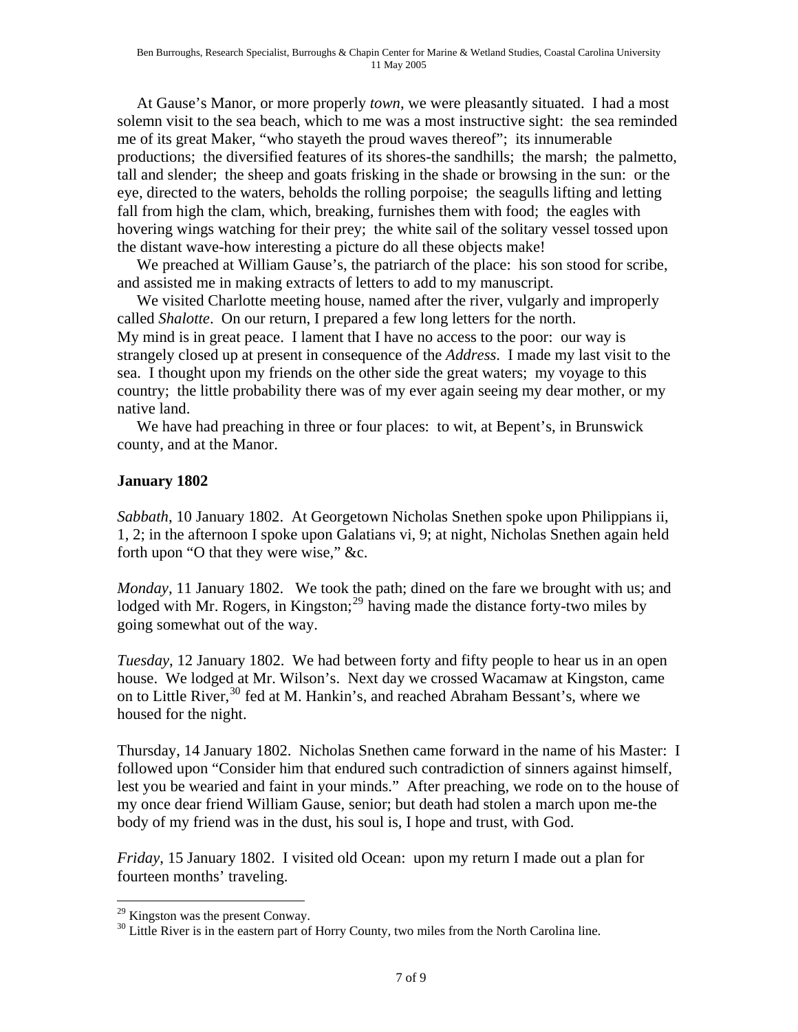At Gause's Manor, or more properly *town*, we were pleasantly situated. I had a most solemn visit to the sea beach, which to me was a most instructive sight: the sea reminded me of its great Maker, "who stayeth the proud waves thereof"; its innumerable productions; the diversified features of its shores-the sandhills; the marsh; the palmetto, tall and slender; the sheep and goats frisking in the shade or browsing in the sun: or the eye, directed to the waters, beholds the rolling porpoise; the seagulls lifting and letting fall from high the clam, which, breaking, furnishes them with food; the eagles with hovering wings watching for their prey; the white sail of the solitary vessel tossed upon the distant wave-how interesting a picture do all these objects make!

We preached at William Gause's, the patriarch of the place: his son stood for scribe, and assisted me in making extracts of letters to add to my manuscript.

We visited Charlotte meeting house, named after the river, vulgarly and improperly called *Shalotte*. On our return, I prepared a few long letters for the north. My mind is in great peace. I lament that I have no access to the poor: our way is strangely closed up at present in consequence of the *Address*. I made my last visit to the sea. I thought upon my friends on the other side the great waters; my voyage to this country; the little probability there was of my ever again seeing my dear mother, or my native land.

We have had preaching in three or four places: to wit, at Bepent's, in Brunswick county, and at the Manor.

## January 1802

*Sabbath*, 10 January 1802. At Georgetown Nicholas Snethen spoke upon Philippians ii, 1, 2; in the afternoon I spoke upon Galatians vi, 9; at night, Nicholas Snethen again held forth upon "O that they were wise," &c.

*Monday*, 11 January 1802. We took the path; dined on the fare we brought with us; and lodged with Mr. Rogers, in Kingston;[29] having made the distance forty-two miles by going somewhat out of the way.

*Tuesday*, 12 January 1802. We had between forty and fifty people to hear us in an open house. We lodged at Mr. Wilson's. Next day we crossed Wacamaw at Kingston, came on to Little River,[30] fed at M. Hankin's, and reached Abraham Bessant's, where we housed for the night.

Thursday, 14 January 1802. Nicholas Snethen came forward in the name of his Master: I followed upon "Consider him that endured such contradiction of sinners against himself, lest you be wearied and faint in your minds." After preaching, we rode on to the house of my once dear friend William Gause, senior; but death had stolen a march upon me-the body of my friend was in the dust, his soul is, I hope and trust, with God.

*Friday*, 15 January 1802. I visited old Ocean: upon my return I made out a plan for fourteen months' traveling.

[29] Kingston was the present Conway.

[30] Little River is in the eastern part of Horry County, two miles from the North Carolina line.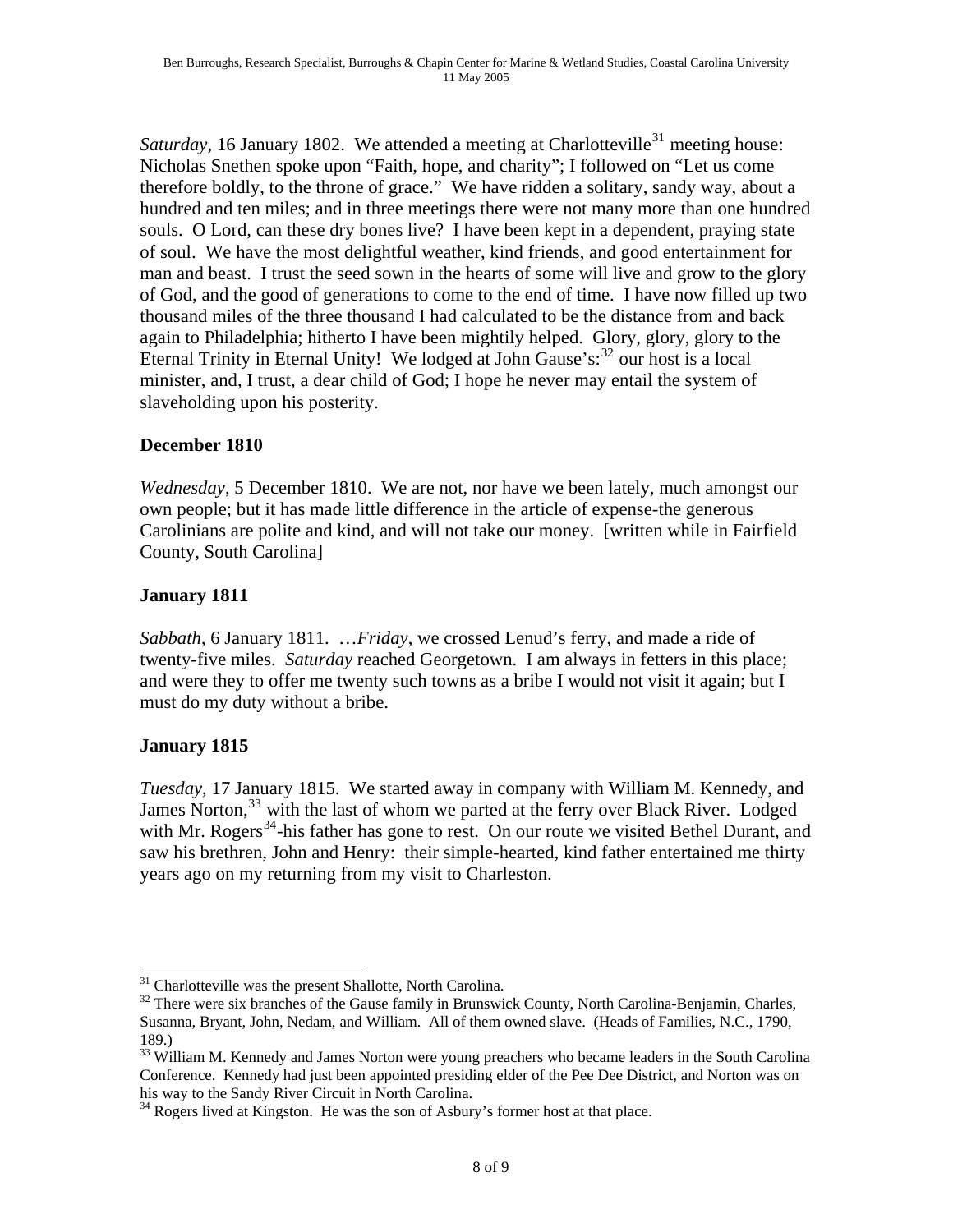*Saturday*, 16 January 1802. We attended a meeting at Charlotteville[31] meeting house: Nicholas Snethen spoke upon "Faith, hope, and charity"; I followed on "Let us come therefore boldly, to the throne of grace." We have ridden a solitary, sandy way, about a hundred and ten miles; and in three meetings there were not many more than one hundred souls. O Lord, can these dry bones live? I have been kept in a dependent, praying state of soul. We have the most delightful weather, kind friends, and good entertainment for man and beast. I trust the seed sown in the hearts of some will live and grow to the glory of God, and the good of generations to come to the end of time. I have now filled up two thousand miles of the three thousand I had calculated to be the distance from and back again to Philadelphia; hitherto I have been mightily helped. Glory, glory, glory to the Eternal Trinity in Eternal Unity! We lodged at John Gause's:[32] our host is a local minister, and, I trust, a dear child of God; I hope he never may entail the system of slaveholding upon his posterity.

### December 1810

*Wednesday*, 5 December 1810. We are not, nor have we been lately, much amongst our own people; but it has made little difference in the article of expense-the generous Carolinians are polite and kind, and will not take our money. [written while in Fairfield County, South Carolina]

### January 1811

*Sabbath*, 6 January 1811. …*Friday*, we crossed Lenud's ferry, and made a ride of twenty-five miles. *Saturday* reached Georgetown. I am always in fetters in this place; and were they to offer me twenty such towns as a bribe I would not visit it again; but I must do my duty without a bribe.

### January 1815

*Tuesday*, 17 January 1815. We started away in company with William M. Kennedy, and James Norton,[33] with the last of whom we parted at the ferry over Black River. Lodged with Mr. Rogers[34]-his father has gone to rest. On our route we visited Bethel Durant, and saw his brethren, John and Henry: their simple-hearted, kind father entertained me thirty years ago on my returning from my visit to Charleston.

---

[31] Charlotteville was the present Shallotte, North Carolina.

[32] There were six branches of the Gause family in Brunswick County, North Carolina-Benjamin, Charles, Susanna, Bryant, John, Nedam, and William. All of them owned slave. (Heads of Families, N.C., 1790, 189.)

[33] William M. Kennedy and James Norton were young preachers who became leaders in the South Carolina Conference. Kennedy had just been appointed presiding elder of the Pee Dee District, and Norton was on his way to the Sandy River Circuit in North Carolina.

[34] Rogers lived at Kingston. He was the son of Asbury's former host at that place.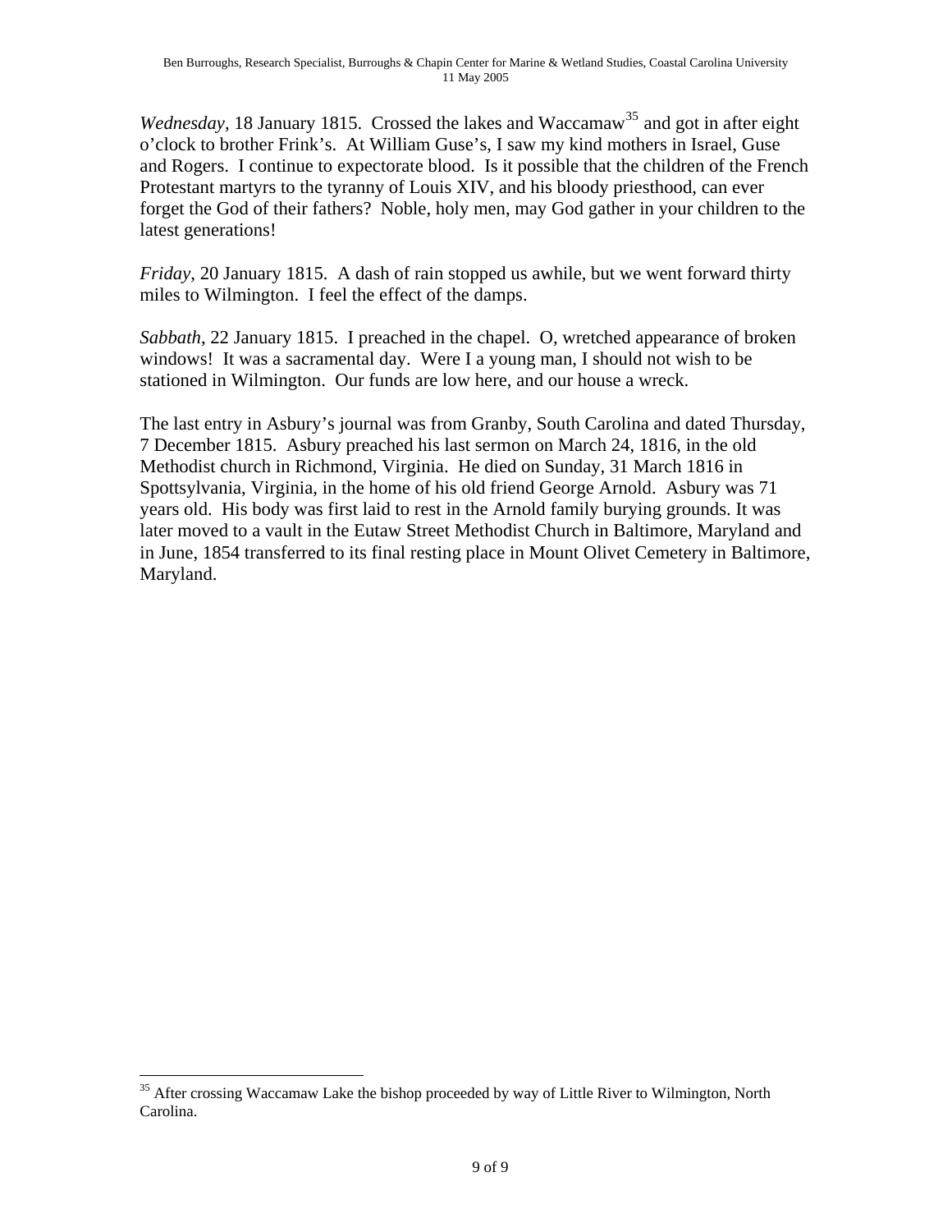*Wednesday*, 18 January 1815. Crossed the lakes and Waccamaw[35] and got in after eight o'clock to brother Frink's. At William Guse's, I saw my kind mothers in Israel, Guse and Rogers. I continue to expectorate blood. Is it possible that the children of the French Protestant martyrs to the tyranny of Louis XIV, and his bloody priesthood, can ever forget the God of their fathers? Noble, holy men, may God gather in your children to the latest generations!

*Friday*, 20 January 1815. A dash of rain stopped us awhile, but we went forward thirty miles to Wilmington. I feel the effect of the damps.

*Sabbath*, 22 January 1815. I preached in the chapel. O, wretched appearance of broken windows! It was a sacramental day. Were I a young man, I should not wish to be stationed in Wilmington. Our funds are low here, and our house a wreck.

The last entry in Asbury's journal was from Granby, South Carolina and dated Thursday, 7 December 1815. Asbury preached his last sermon on March 24, 1816, in the old Methodist church in Richmond, Virginia. He died on Sunday, 31 March 1816 in Spottsylvania, Virginia, in the home of his old friend George Arnold. Asbury was 71 years old. His body was first laid to rest in the Arnold family burying grounds. It was later moved to a vault in the Eutaw Street Methodist Church in Baltimore, Maryland and in June, 1854 transferred to its final resting place in Mount Olivet Cemetery in Baltimore, Maryland.

---

[35] After crossing Waccamaw Lake the bishop proceeded by way of Little River to Wilmington, North Carolina.